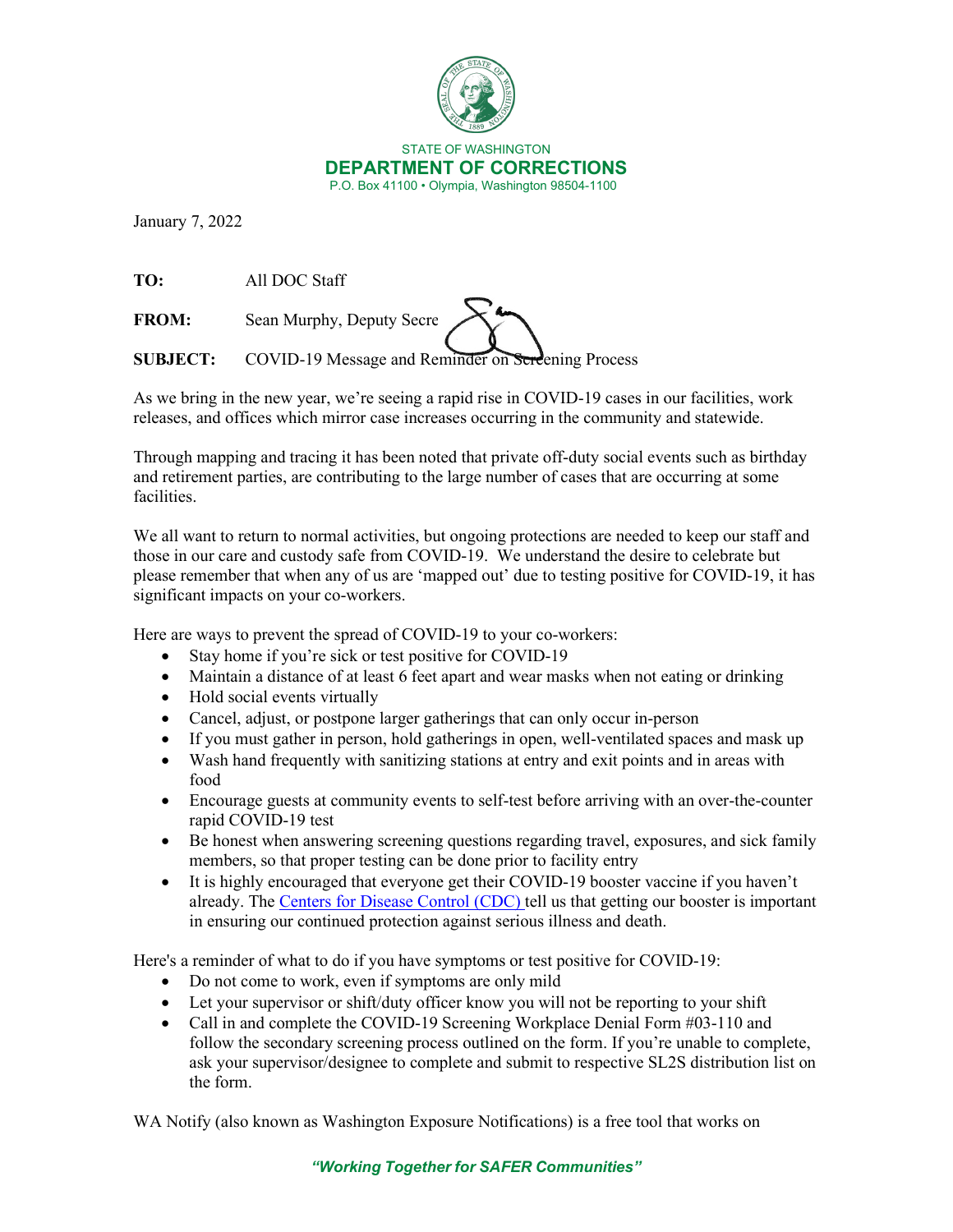STATE OF WASHINGTON
**DEPARTMENT OF CORRECTIONS**
P.O. Box 41100 • Olympia, Washington 98504-1100

January 7, 2022

**TO:** All DOC Staff

**FROM:** Sean Murphy, Deputy Secre

**SUBJECT:** COVID-19 Message and Reminder on Screening Process

As we bring in the new year, we're seeing a rapid rise in COVID-19 cases in our facilities, work releases, and offices which mirror case increases occurring in the community and statewide.

Through mapping and tracing it has been noted that private off-duty social events such as birthday and retirement parties, are contributing to the large number of cases that are occurring at some facilities.

We all want to return to normal activities, but ongoing protections are needed to keep our staff and those in our care and custody safe from COVID-19. We understand the desire to celebrate but please remember that when any of us are 'mapped out' due to testing positive for COVID-19, it has significant impacts on your co-workers.

Here are ways to prevent the spread of COVID-19 to your co-workers:

- Stay home if you're sick or test positive for COVID-19
- Maintain a distance of at least 6 feet apart and wear masks when not eating or drinking
- Hold social events virtually
- Cancel, adjust, or postpone larger gatherings that can only occur in-person
- If you must gather in person, hold gatherings in open, well-ventilated spaces and mask up
- Wash hand frequently with sanitizing stations at entry and exit points and in areas with food
- Encourage guests at community events to self-test before arriving with an over-the-counter rapid COVID-19 test
- Be honest when answering screening questions regarding travel, exposures, and sick family members, so that proper testing can be done prior to facility entry
- It is highly encouraged that everyone get their COVID-19 booster vaccine if you haven't already. The [Centers for Disease Control (CDC)](#) tell us that getting our booster is important in ensuring our continued protection against serious illness and death.

Here's a reminder of what to do if you have symptoms or test positive for COVID-19:

- Do not come to work, even if symptoms are only mild
- Let your supervisor or shift/duty officer know you will not be reporting to your shift
- Call in and complete the COVID-19 Screening Workplace Denial Form #03-110 and follow the secondary screening process outlined on the form. If you're unable to complete, ask your supervisor/designee to complete and submit to respective SL2S distribution list on the form.

WA Notify (also known as Washington Exposure Notifications) is a free tool that works on

*"Working Together for SAFER Communities"*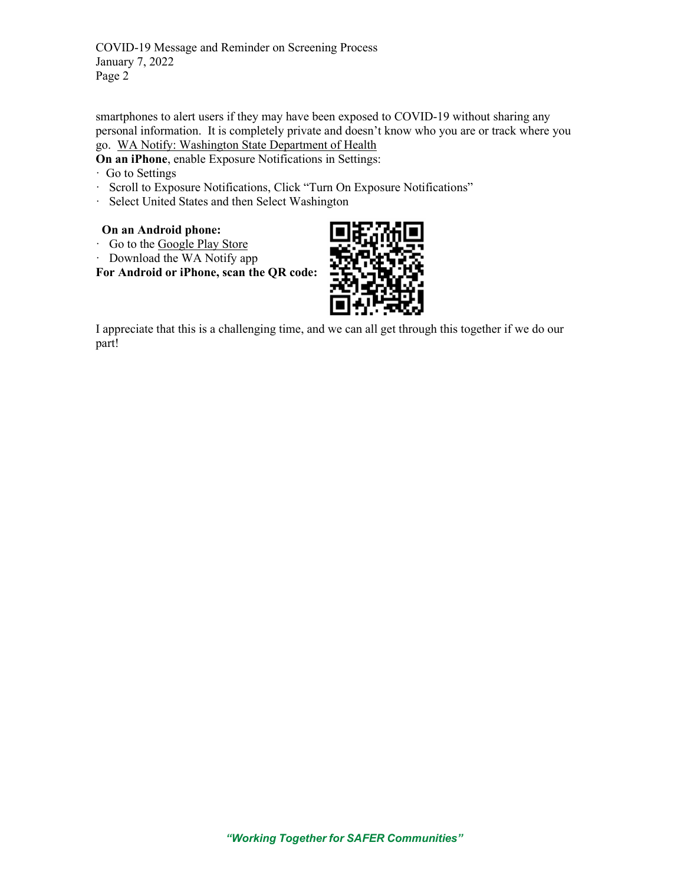smartphones to alert users if they may have been exposed to COVID-19 without sharing any personal information. It is completely private and doesn't know who you are or track where you go. WA Notify: Washington State Department of Health

**On an iPhone**, enable Exposure Notifications in Settings:

- Go to Settings
- Scroll to Exposure Notifications, Click "Turn On Exposure Notifications"
- Select United States and then Select Washington

**On an Android phone:**

- Go to the Google Play Store
- Download the WA Notify app

**For Android or iPhone, scan the QR code:**

I appreciate that this is a challenging time, and we can all get through this together if we do our part!

***"Working Together for SAFER Communities"***